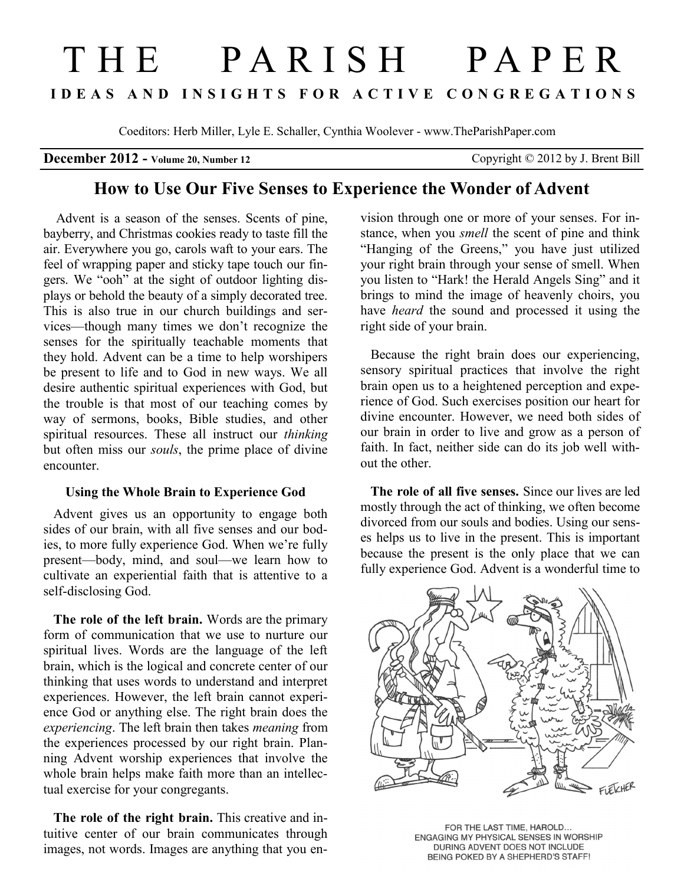# THE PARISH PAPER

**IDEAS AND INSIGHTS FOR ACTIVE CONGREGATIONS**

Coeditors: Herb Miller, Lyle E. Schaller, Cynthia Woolever - www.TheParishPaper.com

**December 2012 - Volume 20, Number 12** Copyright © 2012 by J. Brent Bill

## How to Use Our Five Senses to Experience the Wonder of Advent

Advent is a season of the senses. Scents of pine, bayberry, and Christmas cookies ready to taste fill the air. Everywhere you go, carols waft to your ears. The feel of wrapping paper and sticky tape touch our fingers. We "ooh" at the sight of outdoor lighting displays or behold the beauty of a simply decorated tree. This is also true in our church buildings and services—though many times we don't recognize the senses for the spiritually teachable moments that they hold. Advent can be a time to help worshipers be present to life and to God in new ways. We all desire authentic spiritual experiences with God, but the trouble is that most of our teaching comes by way of sermons, books, Bible studies, and other spiritual resources. These all instruct our *thinking* but often miss our *souls*, the prime place of divine encounter.

### Using the Whole Brain to Experience God

Advent gives us an opportunity to engage both sides of our brain, with all five senses and our bodies, to more fully experience God. When we're fully present—body, mind, and soul—we learn how to cultivate an experiential faith that is attentive to a self-disclosing God.

**The role of the left brain.** Words are the primary form of communication that we use to nurture our spiritual lives. Words are the language of the left brain, which is the logical and concrete center of our thinking that uses words to understand and interpret experiences. However, the left brain cannot experience God or anything else. The right brain does the *experiencing*. The left brain then takes *meaning* from the experiences processed by our right brain. Planning Advent worship experiences that involve the whole brain helps make faith more than an intellectual exercise for your congregants.

**The role of the right brain.** This creative and intuitive center of our brain communicates through images, not words. Images are anything that you envision through one or more of your senses. For instance, when you *smell* the scent of pine and think "Hanging of the Greens," you have just utilized your right brain through your sense of smell. When you listen to "Hark! the Herald Angels Sing" and it brings to mind the image of heavenly choirs, you have *heard* the sound and processed it using the right side of your brain.

Because the right brain does our experiencing, sensory spiritual practices that involve the right brain open us to a heightened perception and experience of God. Such exercises position our heart for divine encounter. However, we need both sides of our brain in order to live and grow as a person of faith. In fact, neither side can do its job well without the other.

**The role of all five senses.** Since our lives are led mostly through the act of thinking, we often become divorced from our souls and bodies. Using our senses helps us to live in the present. This is important because the present is the only place that we can fully experience God. Advent is a wonderful time to

FOR THE LAST TIME, HAROLD... ENGAGING MY PHYSICAL SENSES IN WORSHIP DURING ADVENT DOES NOT INCLUDE BEING POKED BY A SHEPHERD'S STAFF!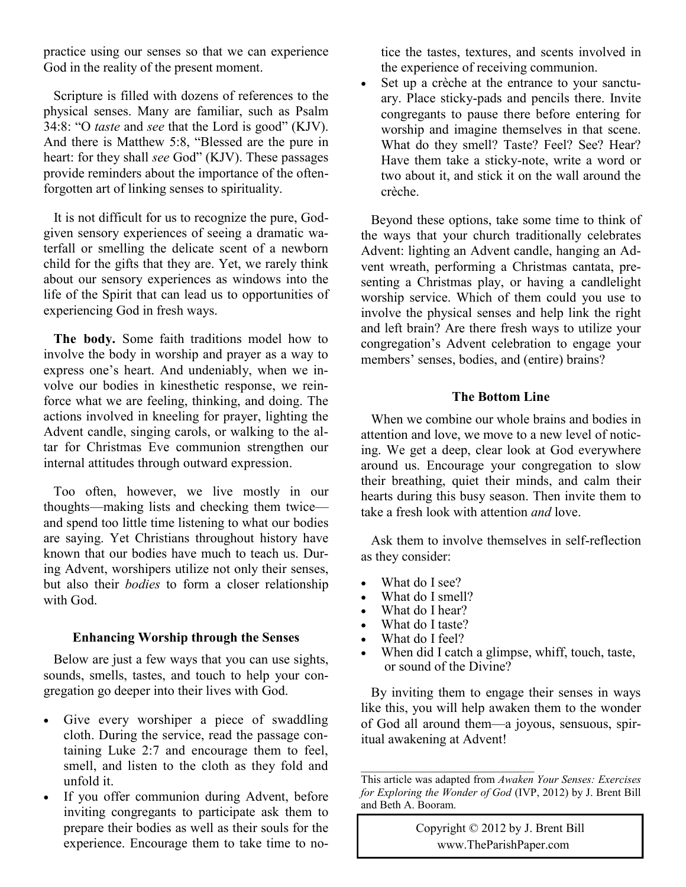practice using our senses so that we can experience God in the reality of the present moment.

Scripture is filled with dozens of references to the physical senses. Many are familiar, such as Psalm 34:8: "O *taste* and *see* that the Lord is good" (KJV). And there is Matthew 5:8, "Blessed are the pure in heart: for they shall *see* God" (KJV). These passages provide reminders about the importance of the often-forgotten art of linking senses to spirituality.

It is not difficult for us to recognize the pure, God-given sensory experiences of seeing a dramatic waterfall or smelling the delicate scent of a newborn child for the gifts that they are. Yet, we rarely think about our sensory experiences as windows into the life of the Spirit that can lead us to opportunities of experiencing God in fresh ways.

**The body.** Some faith traditions model how to involve the body in worship and prayer as a way to express one's heart. And undeniably, when we involve our bodies in kinesthetic response, we reinforce what we are feeling, thinking, and doing. The actions involved in kneeling for prayer, lighting the Advent candle, singing carols, or walking to the altar for Christmas Eve communion strengthen our internal attitudes through outward expression.

Too often, however, we live mostly in our thoughts—making lists and checking them twice—and spend too little time listening to what our bodies are saying. Yet Christians throughout history have known that our bodies have much to teach us. During Advent, worshipers utilize not only their senses, but also their *bodies* to form a closer relationship with God.

### Enhancing Worship through the Senses

Below are just a few ways that you can use sights, sounds, smells, tastes, and touch to help your congregation go deeper into their lives with God.

- Give every worshiper a piece of swaddling cloth. During the service, read the passage containing Luke 2:7 and encourage them to feel, smell, and listen to the cloth as they fold and unfold it.
- If you offer communion during Advent, before inviting congregants to participate ask them to prepare their bodies as well as their souls for the experience. Encourage them to take time to notice the tastes, textures, and scents involved in the experience of receiving communion.
- Set up a crèche at the entrance to your sanctuary. Place sticky-pads and pencils there. Invite congregants to pause there before entering for worship and imagine themselves in that scene. What do they smell? Taste? Feel? See? Hear? Have them take a sticky-note, write a word or two about it, and stick it on the wall around the crèche.

Beyond these options, take some time to think of the ways that your church traditionally celebrates Advent: lighting an Advent candle, hanging an Advent wreath, performing a Christmas cantata, presenting a Christmas play, or having a candlelight worship service. Which of them could you use to involve the physical senses and help link the right and left brain? Are there fresh ways to utilize your congregation's Advent celebration to engage your members' senses, bodies, and (entire) brains?

### The Bottom Line

When we combine our whole brains and bodies in attention and love, we move to a new level of noticing. We get a deep, clear look at God everywhere around us. Encourage your congregation to slow their breathing, quiet their minds, and calm their hearts during this busy season. Then invite them to take a fresh look with attention *and* love.

Ask them to involve themselves in self-reflection as they consider:

- What do I see?
- What do I smell?
- What do I hear?
- What do I taste?
- What do I feel?
- When did I catch a glimpse, whiff, touch, taste, or sound of the Divine?

By inviting them to engage their senses in ways like this, you will help awaken them to the wonder of God all around them—a joyous, sensuous, spiritual awakening at Advent!

---

This article was adapted from *Awaken Your Senses: Exercises for Exploring the Wonder of God* (IVP, 2012) by J. Brent Bill and Beth A. Booram.

Copyright © 2012 by J. Brent Bill
www.TheParishPaper.com